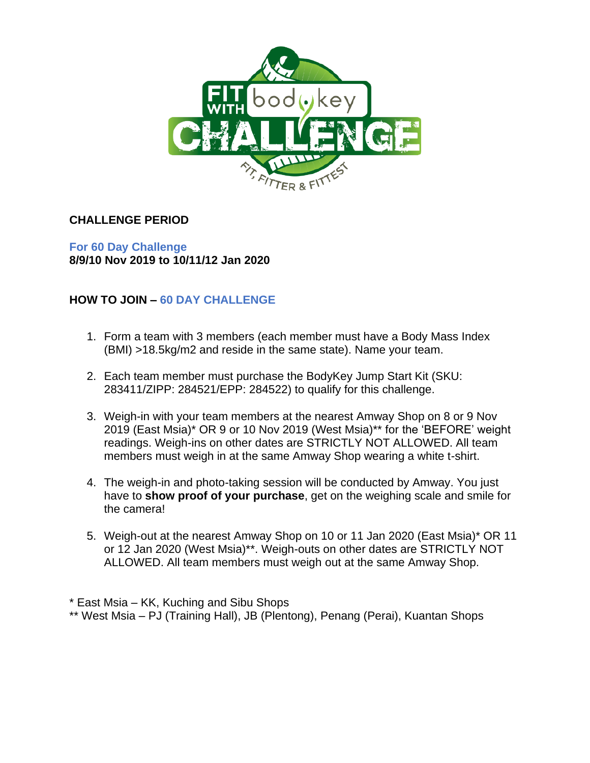## CHALLENGE PERIOD

**For 60 Day Challenge**
**8/9/10 Nov 2019 to 10/11/12 Jan 2020**

## HOW TO JOIN – 60 DAY CHALLENGE

1. Form a team with 3 members (each member must have a Body Mass Index (BMI) >18.5kg/m2 and reside in the same state). Name your team.

2. Each team member must purchase the BodyKey Jump Start Kit (SKU: 283411/ZIPP: 284521/EPP: 284522) to qualify for this challenge.

3. Weigh-in with your team members at the nearest Amway Shop on 8 or 9 Nov 2019 (East Msia)* OR 9 or 10 Nov 2019 (West Msia)** for the 'BEFORE' weight readings. Weigh-ins on other dates are STRICTLY NOT ALLOWED. All team members must weigh in at the same Amway Shop wearing a white t-shirt.

4. The weigh-in and photo-taking session will be conducted by Amway. You just have to **show proof of your purchase**, get on the weighing scale and smile for the camera!

5. Weigh-out at the nearest Amway Shop on 10 or 11 Jan 2020 (East Msia)* OR 11 or 12 Jan 2020 (West Msia)**. Weigh-outs on other dates are STRICTLY NOT ALLOWED. All team members must weigh out at the same Amway Shop.

\* East Msia – KK, Kuching and Sibu Shops
\** West Msia – PJ (Training Hall), JB (Plentong), Penang (Perai), Kuantan Shops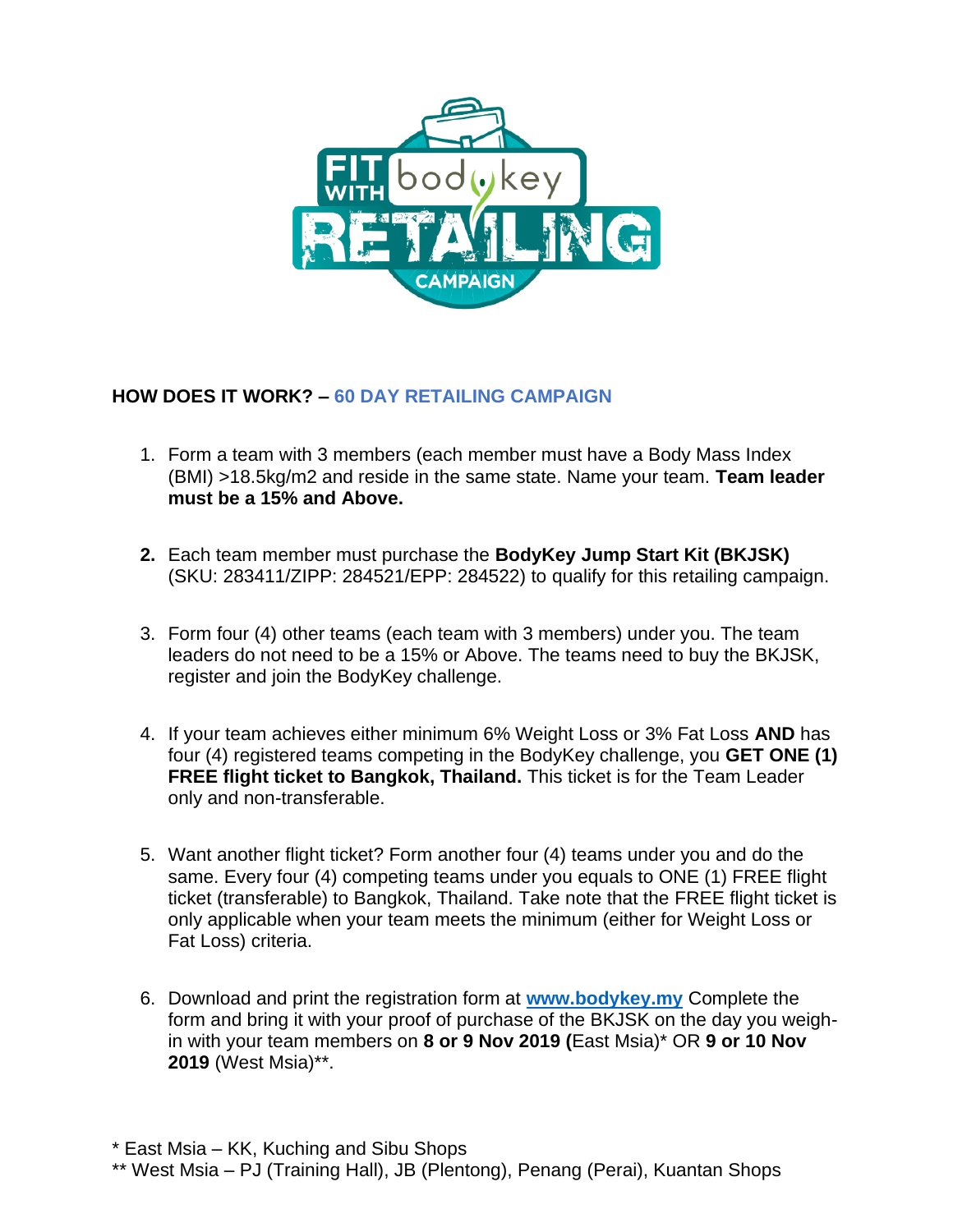## HOW DOES IT WORK? – 60 DAY RETAILING CAMPAIGN

1. Form a team with 3 members (each member must have a Body Mass Index (BMI) >18.5kg/m2 and reside in the same state. Name your team. **Team leader must be a 15% and Above.**

2. Each team member must purchase the **BodyKey Jump Start Kit (BKJSK)** (SKU: 283411/ZIPP: 284521/EPP: 284522) to qualify for this retailing campaign.

3. Form four (4) other teams (each team with 3 members) under you. The team leaders do not need to be a 15% or Above. The teams need to buy the BKJSK, register and join the BodyKey challenge.

4. If your team achieves either minimum 6% Weight Loss or 3% Fat Loss **AND** has four (4) registered teams competing in the BodyKey challenge, you **GET ONE (1) FREE flight ticket to Bangkok, Thailand.** This ticket is for the Team Leader only and non-transferable.

5. Want another flight ticket? Form another four (4) teams under you and do the same. Every four (4) competing teams under you equals to ONE (1) FREE flight ticket (transferable) to Bangkok, Thailand. Take note that the FREE flight ticket is only applicable when your team meets the minimum (either for Weight Loss or Fat Loss) criteria.

6. Download and print the registration form at **www.bodykey.my** Complete the form and bring it with your proof of purchase of the BKJSK on the day you weigh-in with your team members on **8 or 9 Nov 2019 (**East Msia)* OR **9 or 10 Nov 2019** (West Msia)**.

* East Msia – KK, Kuching and Sibu Shops
** West Msia – PJ (Training Hall), JB (Plentong), Penang (Perai), Kuantan Shops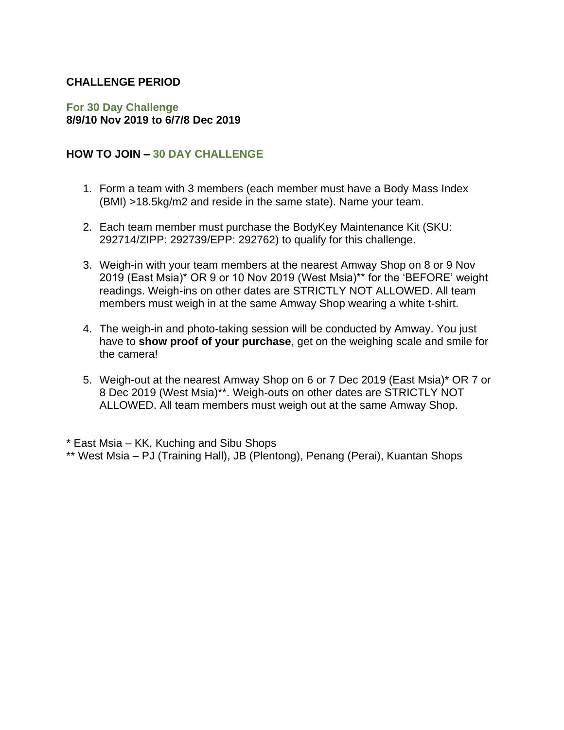## CHALLENGE PERIOD

**For 30 Day Challenge**
**8/9/10 Nov 2019 to 6/7/8 Dec 2019**

## HOW TO JOIN – 30 DAY CHALLENGE

1. Form a team with 3 members (each member must have a Body Mass Index (BMI) >18.5kg/m2 and reside in the same state). Name your team.

2. Each team member must purchase the BodyKey Maintenance Kit (SKU: 292714/ZIPP: 292739/EPP: 292762) to qualify for this challenge.

3. Weigh-in with your team members at the nearest Amway Shop on 8 or 9 Nov 2019 (East Msia)* OR 9 or 10 Nov 2019 (West Msia)** for the 'BEFORE' weight readings. Weigh-ins on other dates are STRICTLY NOT ALLOWED. All team members must weigh in at the same Amway Shop wearing a white t-shirt.

4. The weigh-in and photo-taking session will be conducted by Amway. You just have to **show proof of your purchase**, get on the weighing scale and smile for the camera!

5. Weigh-out at the nearest Amway Shop on 6 or 7 Dec 2019 (East Msia)* OR 7 or 8 Dec 2019 (West Msia)**. Weigh-outs on other dates are STRICTLY NOT ALLOWED. All team members must weigh out at the same Amway Shop.

* East Msia – KK, Kuching and Sibu Shops
** West Msia – PJ (Training Hall), JB (Plentong), Penang (Perai), Kuantan Shops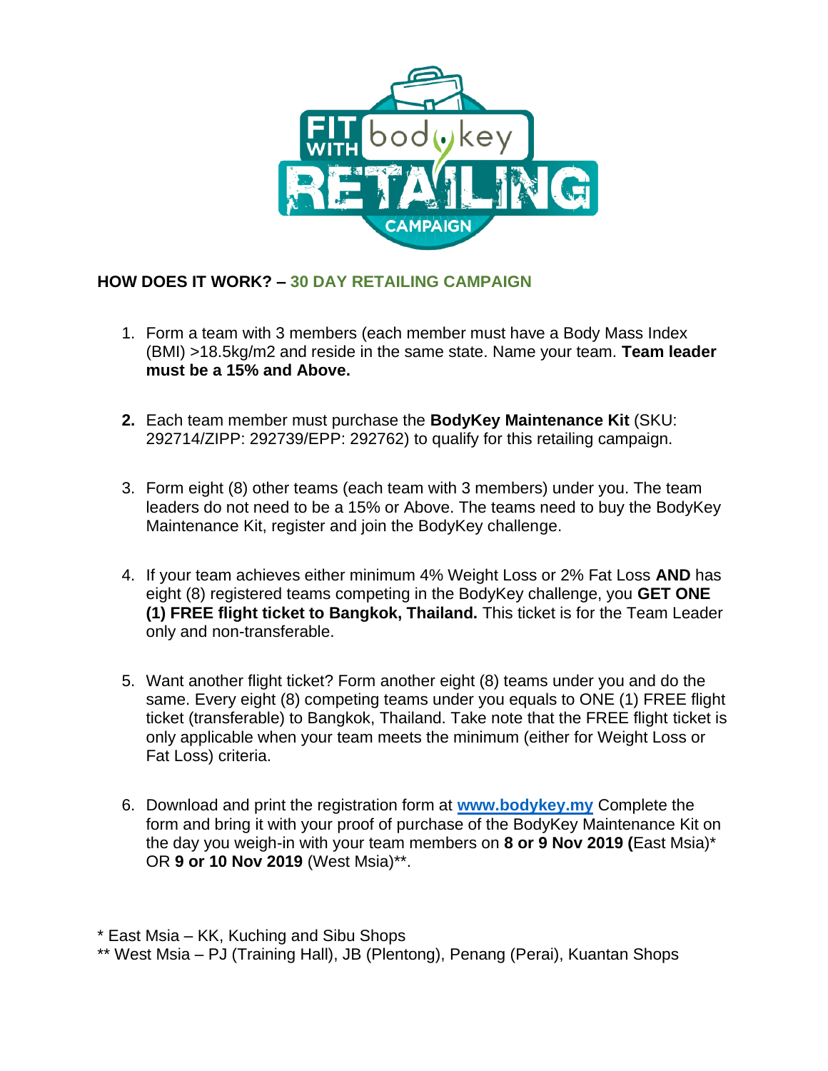## HOW DOES IT WORK? – 30 DAY RETAILING CAMPAIGN

1. Form a team with 3 members (each member must have a Body Mass Index (BMI) >18.5kg/m2 and reside in the same state. Name your team. **Team leader must be a 15% and Above.**

2. Each team member must purchase the **BodyKey Maintenance Kit** (SKU: 292714/ZIPP: 292739/EPP: 292762) to qualify for this retailing campaign.

3. Form eight (8) other teams (each team with 3 members) under you. The team leaders do not need to be a 15% or Above. The teams need to buy the BodyKey Maintenance Kit, register and join the BodyKey challenge.

4. If your team achieves either minimum 4% Weight Loss or 2% Fat Loss **AND** has eight (8) registered teams competing in the BodyKey challenge, you **GET ONE (1) FREE flight ticket to Bangkok, Thailand.** This ticket is for the Team Leader only and non-transferable.

5. Want another flight ticket? Form another eight (8) teams under you and do the same. Every eight (8) competing teams under you equals to ONE (1) FREE flight ticket (transferable) to Bangkok, Thailand. Take note that the FREE flight ticket is only applicable when your team meets the minimum (either for Weight Loss or Fat Loss) criteria.

6. Download and print the registration form at **[www.bodykey.my](www.bodykey.my)** Complete the form and bring it with your proof of purchase of the BodyKey Maintenance Kit on the day you weigh-in with your team members on **8 or 9 Nov 2019 (**East Msia)* OR **9 or 10 Nov 2019** (West Msia)**.

\* East Msia – KK, Kuching and Sibu Shops

\** West Msia – PJ (Training Hall), JB (Plentong), Penang (Perai), Kuantan Shops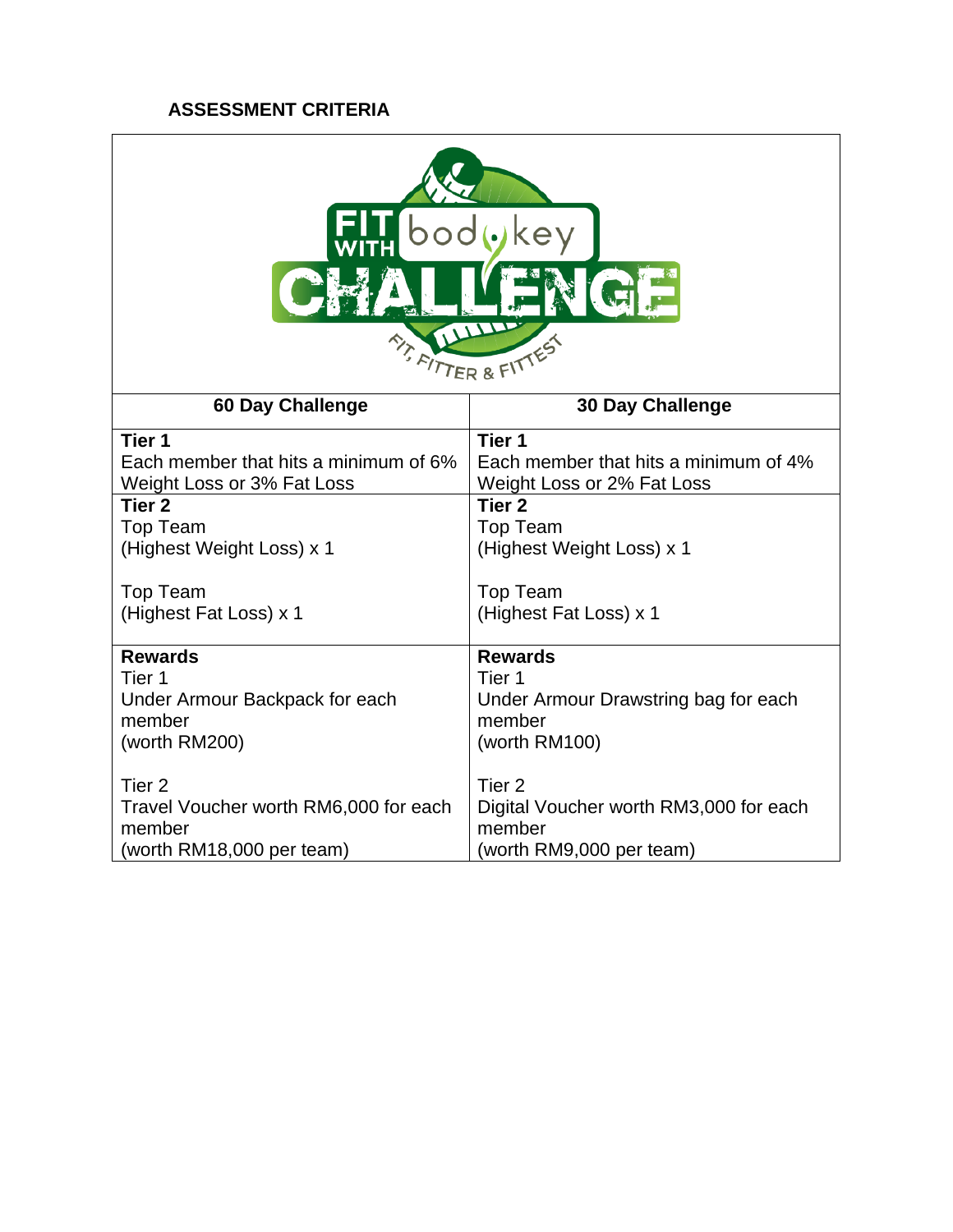## ASSESSMENT CRITERIA

| 60 Day Challenge | 30 Day Challenge |
|---|---|
| **Tier 1**<br>Each member that hits a minimum of 6% Weight Loss or 3% Fat Loss | **Tier 1**<br>Each member that hits a minimum of 4% Weight Loss or 2% Fat Loss |
| **Tier 2**<br>Top Team<br>(Highest Weight Loss) x 1<br><br>Top Team<br>(Highest Fat Loss) x 1 | **Tier 2**<br>Top Team<br>(Highest Weight Loss) x 1<br><br>Top Team<br>(Highest Fat Loss) x 1 |
| **Rewards**<br>Tier 1<br>Under Armour Backpack for each member<br>(worth RM200)<br><br>Tier 2<br>Travel Voucher worth RM6,000 for each member<br>(worth RM18,000 per team) | **Rewards**<br>Tier 1<br>Under Armour Drawstring bag for each member<br>(worth RM100)<br><br>Tier 2<br>Digital Voucher worth RM3,000 for each member<br>(worth RM9,000 per team) |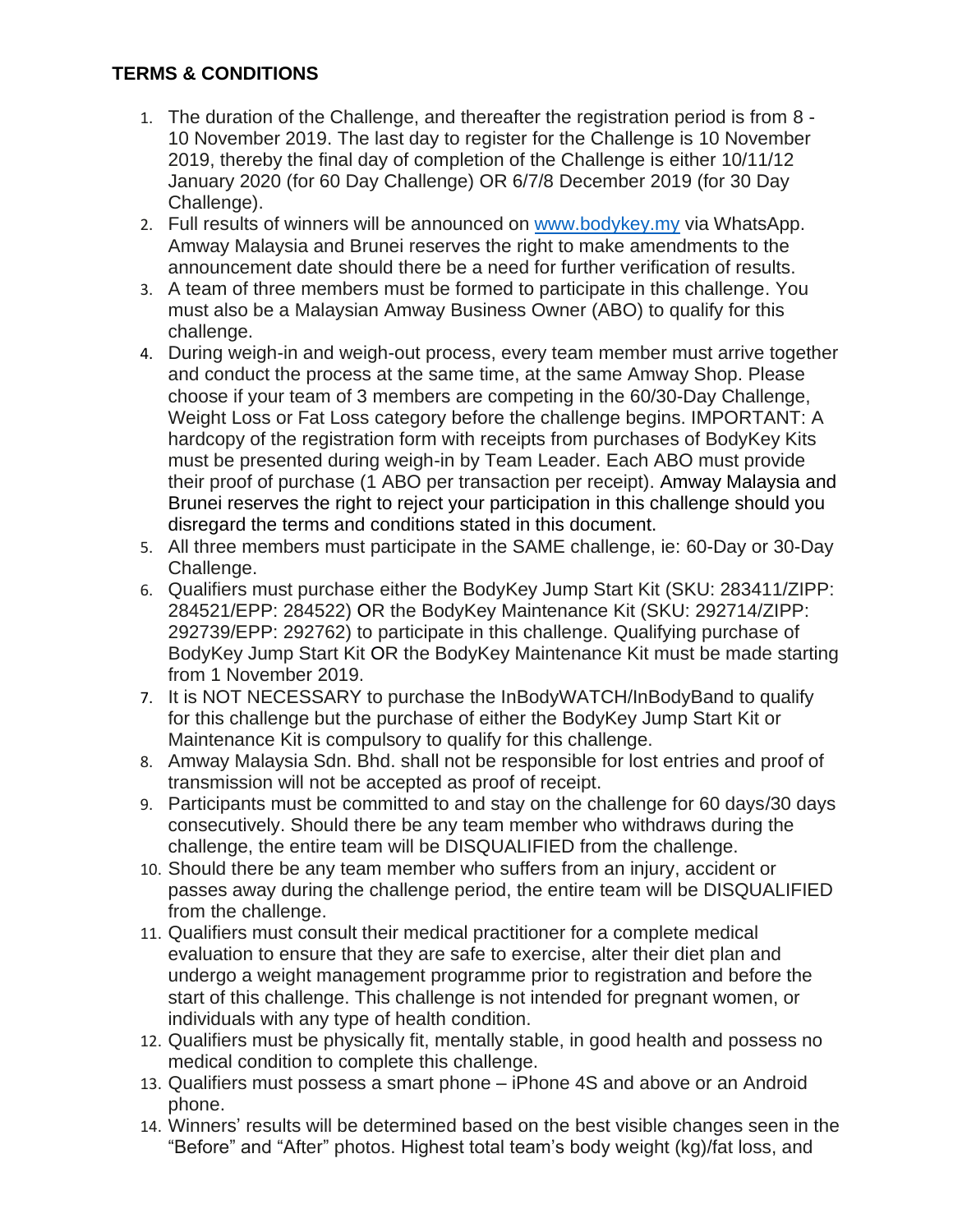**TERMS & CONDITIONS**

1. The duration of the Challenge, and thereafter the registration period is from 8 - 10 November 2019. The last day to register for the Challenge is 10 November 2019, thereby the final day of completion of the Challenge is either 10/11/12 January 2020 (for 60 Day Challenge) OR 6/7/8 December 2019 (for 30 Day Challenge).
2. Full results of winners will be announced on www.bodykey.my via WhatsApp. Amway Malaysia and Brunei reserves the right to make amendments to the announcement date should there be a need for further verification of results.
3. A team of three members must be formed to participate in this challenge. You must also be a Malaysian Amway Business Owner (ABO) to qualify for this challenge.
4. During weigh-in and weigh-out process, every team member must arrive together and conduct the process at the same time, at the same Amway Shop. Please choose if your team of 3 members are competing in the 60/30-Day Challenge, Weight Loss or Fat Loss category before the challenge begins. IMPORTANT: A hardcopy of the registration form with receipts from purchases of BodyKey Kits must be presented during weigh-in by Team Leader. Each ABO must provide their proof of purchase (1 ABO per transaction per receipt). Amway Malaysia and Brunei reserves the right to reject your participation in this challenge should you disregard the terms and conditions stated in this document.
5. All three members must participate in the SAME challenge, ie: 60-Day or 30-Day Challenge.
6. Qualifiers must purchase either the BodyKey Jump Start Kit (SKU: 283411/ZIPP: 284521/EPP: 284522) OR the BodyKey Maintenance Kit (SKU: 292714/ZIPP: 292739/EPP: 292762) to participate in this challenge. Qualifying purchase of BodyKey Jump Start Kit OR the BodyKey Maintenance Kit must be made starting from 1 November 2019.
7. It is NOT NECESSARY to purchase the InBodyWATCH/InBodyBand to qualify for this challenge but the purchase of either the BodyKey Jump Start Kit or Maintenance Kit is compulsory to qualify for this challenge.
8. Amway Malaysia Sdn. Bhd. shall not be responsible for lost entries and proof of transmission will not be accepted as proof of receipt.
9. Participants must be committed to and stay on the challenge for 60 days/30 days consecutively. Should there be any team member who withdraws during the challenge, the entire team will be DISQUALIFIED from the challenge.
10. Should there be any team member who suffers from an injury, accident or passes away during the challenge period, the entire team will be DISQUALIFIED from the challenge.
11. Qualifiers must consult their medical practitioner for a complete medical evaluation to ensure that they are safe to exercise, alter their diet plan and undergo a weight management programme prior to registration and before the start of this challenge. This challenge is not intended for pregnant women, or individuals with any type of health condition.
12. Qualifiers must be physically fit, mentally stable, in good health and possess no medical condition to complete this challenge.
13. Qualifiers must possess a smart phone – iPhone 4S and above or an Android phone.
14. Winners' results will be determined based on the best visible changes seen in the "Before" and "After" photos. Highest total team's body weight (kg)/fat loss, and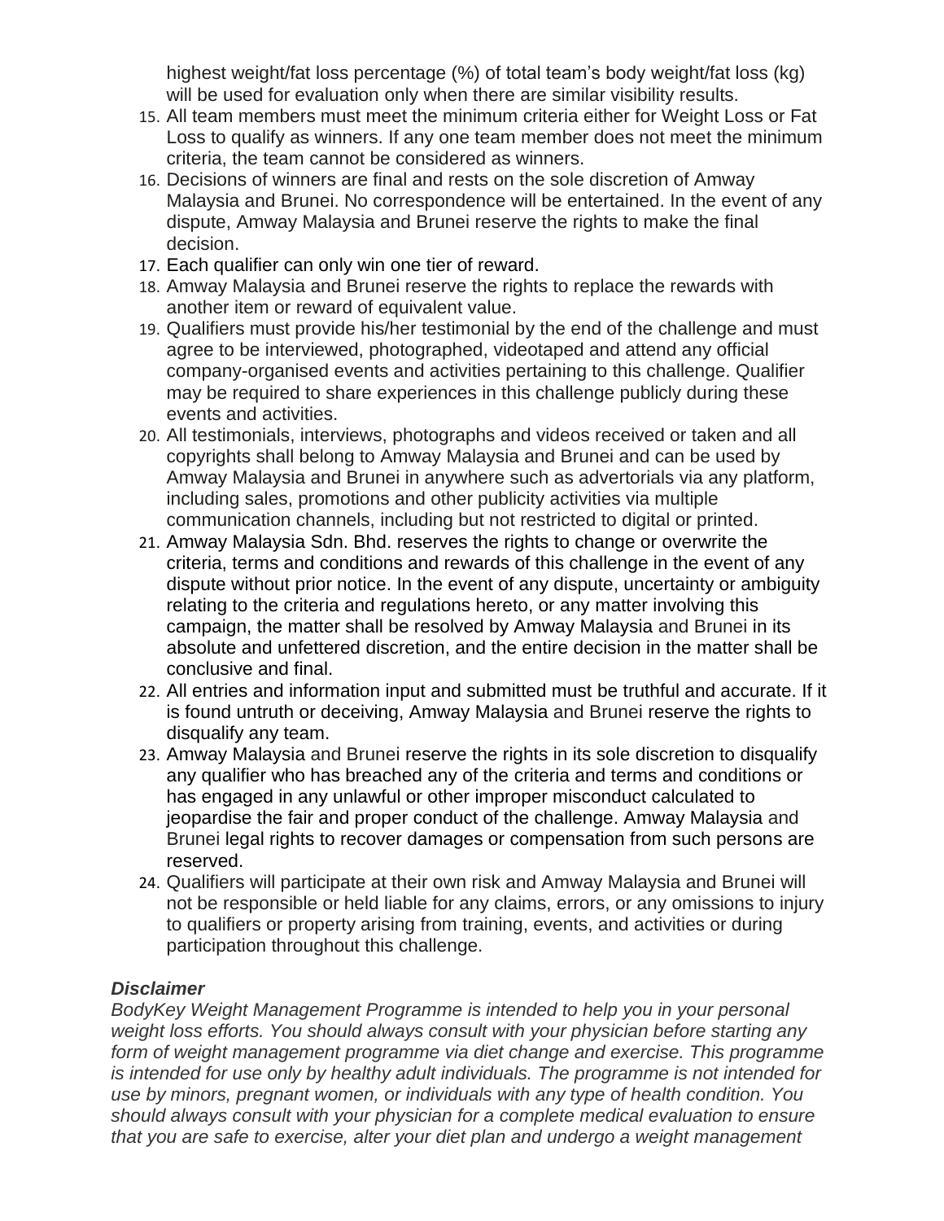highest weight/fat loss percentage (%) of total team's body weight/fat loss (kg) will be used for evaluation only when there are similar visibility results.

15. All team members must meet the minimum criteria either for Weight Loss or Fat Loss to qualify as winners. If any one team member does not meet the minimum criteria, the team cannot be considered as winners.
16. Decisions of winners are final and rests on the sole discretion of Amway Malaysia and Brunei. No correspondence will be entertained. In the event of any dispute, Amway Malaysia and Brunei reserve the rights to make the final decision.
17. Each qualifier can only win one tier of reward.
18. Amway Malaysia and Brunei reserve the rights to replace the rewards with another item or reward of equivalent value.
19. Qualifiers must provide his/her testimonial by the end of the challenge and must agree to be interviewed, photographed, videotaped and attend any official company-organised events and activities pertaining to this challenge. Qualifier may be required to share experiences in this challenge publicly during these events and activities.
20. All testimonials, interviews, photographs and videos received or taken and all copyrights shall belong to Amway Malaysia and Brunei and can be used by Amway Malaysia and Brunei in anywhere such as advertorials via any platform, including sales, promotions and other publicity activities via multiple communication channels, including but not restricted to digital or printed.
21. Amway Malaysia Sdn. Bhd. reserves the rights to change or overwrite the criteria, terms and conditions and rewards of this challenge in the event of any dispute without prior notice. In the event of any dispute, uncertainty or ambiguity relating to the criteria and regulations hereto, or any matter involving this campaign, the matter shall be resolved by Amway Malaysia and Brunei in its absolute and unfettered discretion, and the entire decision in the matter shall be conclusive and final.
22. All entries and information input and submitted must be truthful and accurate. If it is found untruth or deceiving, Amway Malaysia and Brunei reserve the rights to disqualify any team.
23. Amway Malaysia and Brunei reserve the rights in its sole discretion to disqualify any qualifier who has breached any of the criteria and terms and conditions or has engaged in any unlawful or other improper misconduct calculated to jeopardise the fair and proper conduct of the challenge. Amway Malaysia and Brunei legal rights to recover damages or compensation from such persons are reserved.
24. Qualifiers will participate at their own risk and Amway Malaysia and Brunei will not be responsible or held liable for any claims, errors, or any omissions to injury to qualifiers or property arising from training, events, and activities or during participation throughout this challenge.

***Disclaimer***

*BodyKey Weight Management Programme is intended to help you in your personal weight loss efforts. You should always consult with your physician before starting any form of weight management programme via diet change and exercise. This programme is intended for use only by healthy adult individuals. The programme is not intended for use by minors, pregnant women, or individuals with any type of health condition. You should always consult with your physician for a complete medical evaluation to ensure that you are safe to exercise, alter your diet plan and undergo a weight management*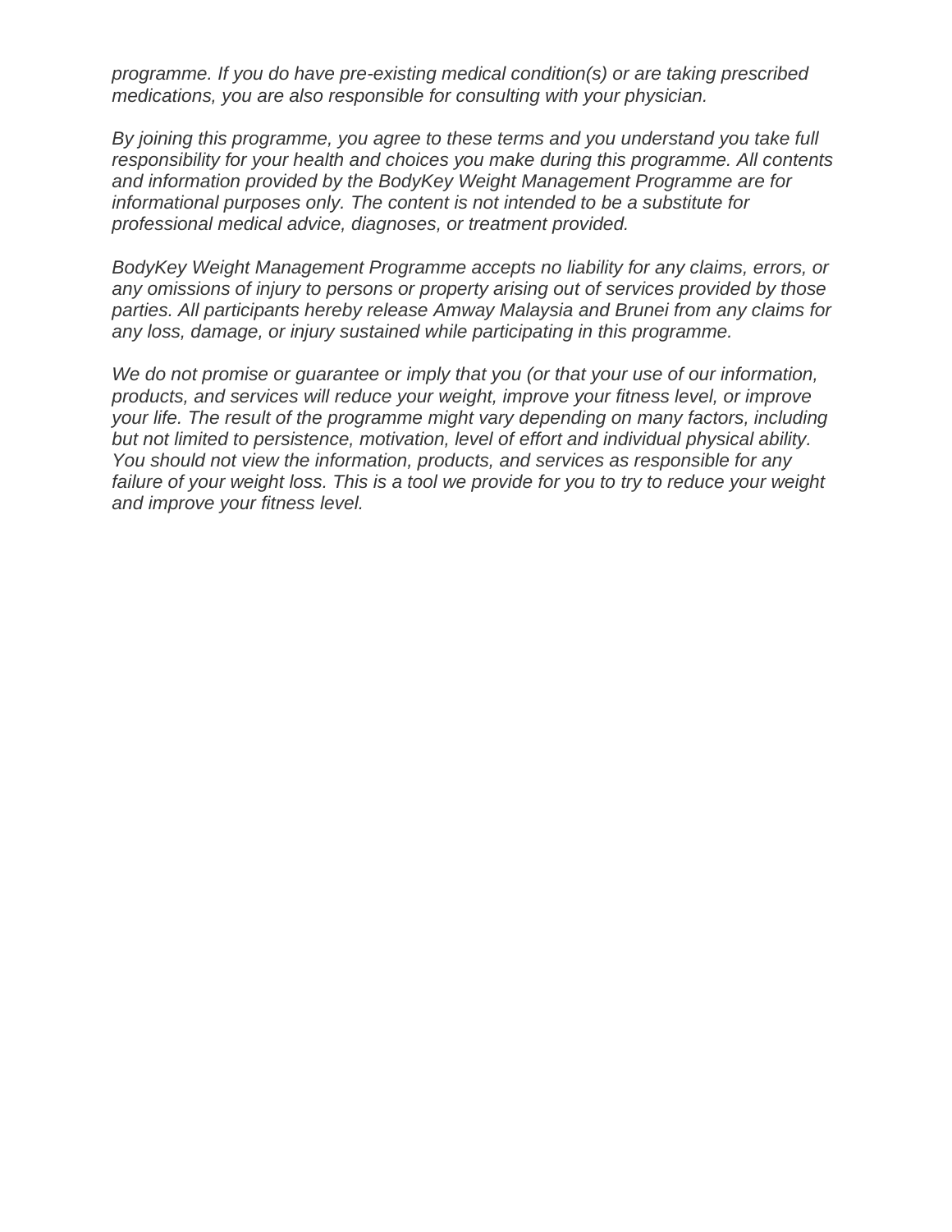*programme. If you do have pre-existing medical condition(s) or are taking prescribed medications, you are also responsible for consulting with your physician.*

*By joining this programme, you agree to these terms and you understand you take full responsibility for your health and choices you make during this programme. All contents and information provided by the BodyKey Weight Management Programme are for informational purposes only. The content is not intended to be a substitute for professional medical advice, diagnoses, or treatment provided.*

*BodyKey Weight Management Programme accepts no liability for any claims, errors, or any omissions of injury to persons or property arising out of services provided by those parties. All participants hereby release Amway Malaysia and Brunei from any claims for any loss, damage, or injury sustained while participating in this programme.*

*We do not promise or guarantee or imply that you (or that your use of our information, products, and services will reduce your weight, improve your fitness level, or improve your life. The result of the programme might vary depending on many factors, including but not limited to persistence, motivation, level of effort and individual physical ability. You should not view the information, products, and services as responsible for any failure of your weight loss. This is a tool we provide for you to try to reduce your weight and improve your fitness level.*